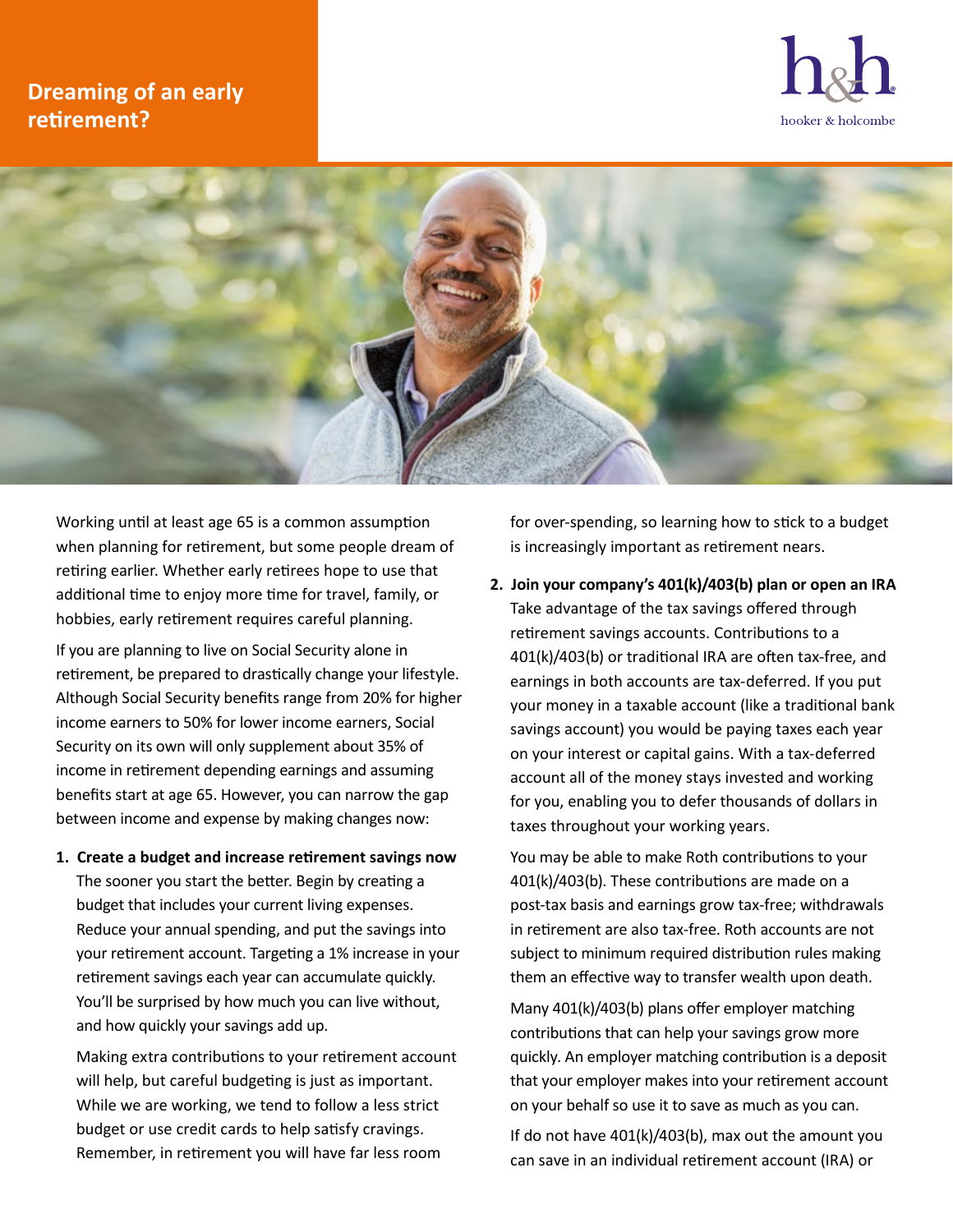# Dreaming of an early retirement?

hooker & holcombe

Working until at least age 65 is a common assumption when planning for retirement, but some people dream of retiring earlier. Whether early retirees hope to use that additional time to enjoy more time for travel, family, or hobbies, early retirement requires careful planning.

If you are planning to live on Social Security alone in retirement, be prepared to drastically change your lifestyle. Although Social Security benefits range from 20% for higher income earners to 50% for lower income earners, Social Security on its own will only supplement about 35% of income in retirement depending earnings and assuming benefits start at age 65. However, you can narrow the gap between income and expense by making changes now:

1. **Create a budget and increase retirement savings now**
   The sooner you start the better. Begin by creating a budget that includes your current living expenses. Reduce your annual spending, and put the savings into your retirement account. Targeting a 1% increase in your retirement savings each year can accumulate quickly. You'll be surprised by how much you can live without, and how quickly your savings add up.

   Making extra contributions to your retirement account will help, but careful budgeting is just as important. While we are working, we tend to follow a less strict budget or use credit cards to help satisfy cravings. Remember, in retirement you will have far less room for over-spending, so learning how to stick to a budget is increasingly important as retirement nears.

2. **Join your company's 401(k)/403(b) plan or open an IRA**
   Take advantage of the tax savings offered through retirement savings accounts. Contributions to a 401(k)/403(b) or traditional IRA are often tax-free, and earnings in both accounts are tax-deferred. If you put your money in a taxable account (like a traditional bank savings account) you would be paying taxes each year on your interest or capital gains. With a tax-deferred account all of the money stays invested and working for you, enabling you to defer thousands of dollars in taxes throughout your working years.

   You may be able to make Roth contributions to your 401(k)/403(b). These contributions are made on a post-tax basis and earnings grow tax-free; withdrawals in retirement are also tax-free. Roth accounts are not subject to minimum required distribution rules making them an effective way to transfer wealth upon death.

   Many 401(k)/403(b) plans offer employer matching contributions that can help your savings grow more quickly. An employer matching contribution is a deposit that your employer makes into your retirement account on your behalf so use it to save as much as you can.

   If do not have 401(k)/403(b), max out the amount you can save in an individual retirement account (IRA) or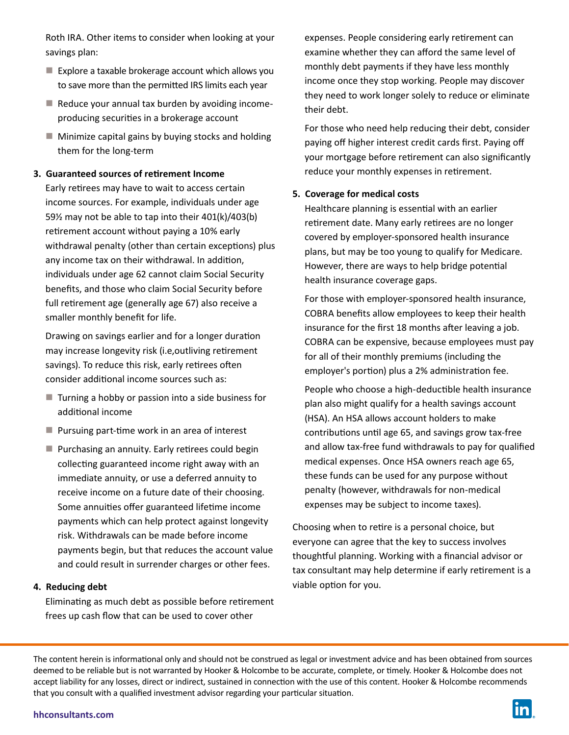Roth IRA. Other items to consider when looking at your savings plan:

- Explore a taxable brokerage account which allows you to save more than the permitted IRS limits each year
- Reduce your annual tax burden by avoiding income-producing securities in a brokerage account
- Minimize capital gains by buying stocks and holding them for the long-term

**3. Guaranteed sources of retirement Income**

Early retirees may have to wait to access certain income sources. For example, individuals under age 59½ may not be able to tap into their 401(k)/403(b) retirement account without paying a 10% early withdrawal penalty (other than certain exceptions) plus any income tax on their withdrawal. In addition, individuals under age 62 cannot claim Social Security benefits, and those who claim Social Security before full retirement age (generally age 67) also receive a smaller monthly benefit for life.

Drawing on savings earlier and for a longer duration may increase longevity risk (i.e,outliving retirement savings). To reduce this risk, early retirees often consider additional income sources such as:

- Turning a hobby or passion into a side business for additional income
- Pursuing part-time work in an area of interest
- Purchasing an annuity. Early retirees could begin collecting guaranteed income right away with an immediate annuity, or use a deferred annuity to receive income on a future date of their choosing. Some annuities offer guaranteed lifetime income payments which can help protect against longevity risk. Withdrawals can be made before income payments begin, but that reduces the account value and could result in surrender charges or other fees.

**4. Reducing debt**

Eliminating as much debt as possible before retirement frees up cash flow that can be used to cover other expenses. People considering early retirement can examine whether they can afford the same level of monthly debt payments if they have less monthly income once they stop working. People may discover they need to work longer solely to reduce or eliminate their debt.

For those who need help reducing their debt, consider paying off higher interest credit cards first. Paying off your mortgage before retirement can also significantly reduce your monthly expenses in retirement.

**5. Coverage for medical costs**

Healthcare planning is essential with an earlier retirement date. Many early retirees are no longer covered by employer-sponsored health insurance plans, but may be too young to qualify for Medicare. However, there are ways to help bridge potential health insurance coverage gaps.

For those with employer-sponsored health insurance, COBRA benefits allow employees to keep their health insurance for the first 18 months after leaving a job. COBRA can be expensive, because employees must pay for all of their monthly premiums (including the employer's portion) plus a 2% administration fee.

People who choose a high-deductible health insurance plan also might qualify for a health savings account (HSA). An HSA allows account holders to make contributions until age 65, and savings grow tax-free and allow tax-free fund withdrawals to pay for qualified medical expenses. Once HSA owners reach age 65, these funds can be used for any purpose without penalty (however, withdrawals for non-medical expenses may be subject to income taxes).

Choosing when to retire is a personal choice, but everyone can agree that the key to success involves thoughtful planning. Working with a financial advisor or tax consultant may help determine if early retirement is a viable option for you.

The content herein is informational only and should not be construed as legal or investment advice and has been obtained from sources deemed to be reliable but is not warranted by Hooker & Holcombe to be accurate, complete, or timely. Hooker & Holcombe does not accept liability for any losses, direct or indirect, sustained in connection with the use of this content. Hooker & Holcombe recommends that you consult with a qualified investment advisor regarding your particular situation.

**hhconsultants.com**